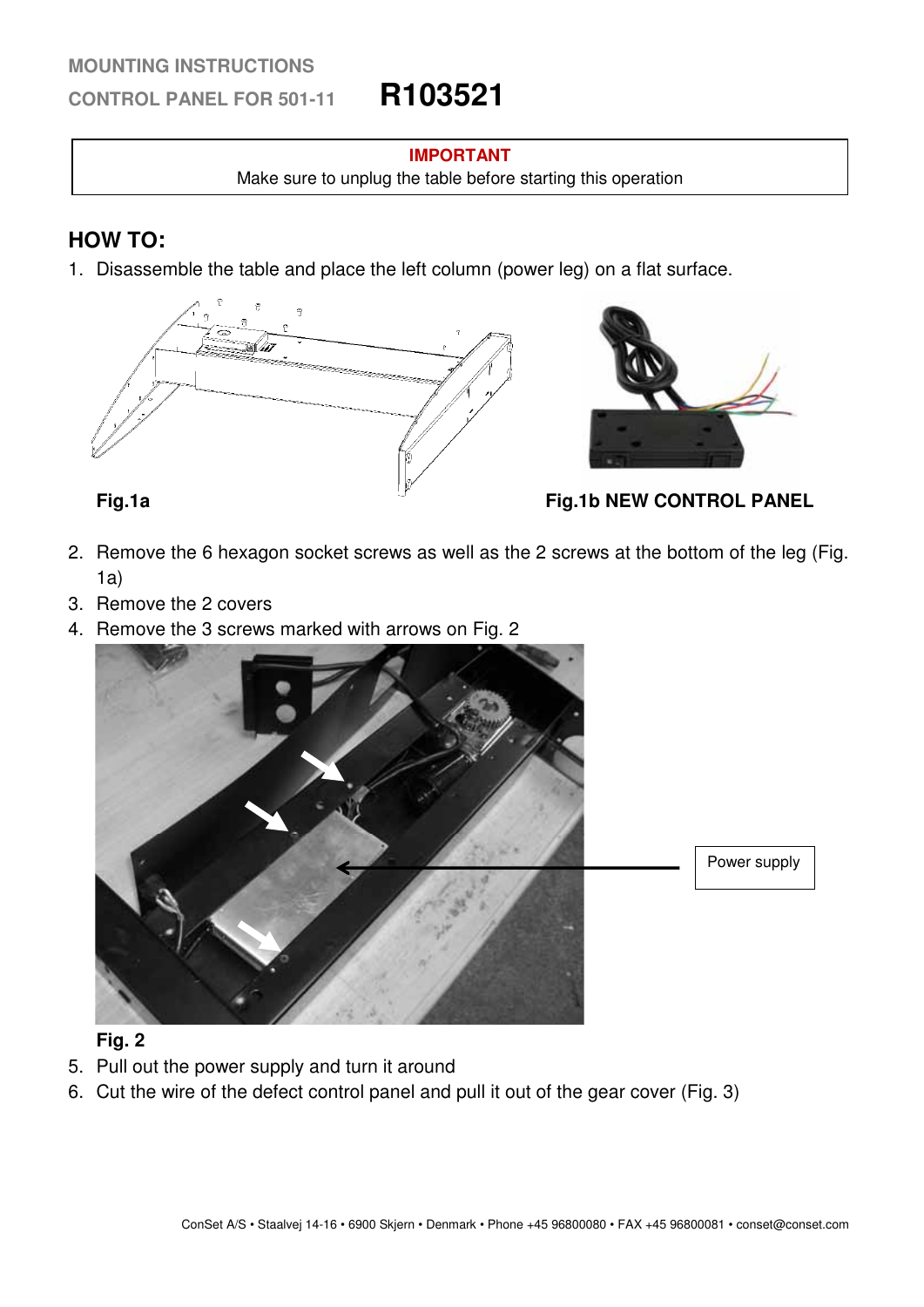MOUNTING INSTRUCTIONS

CONTROL PANEL FOR 501-11 **R103521**

**IMPORTANT**

Make sure to unplug the table before starting this operation

## HOW TO:

1. Disassemble the table and place the left column (power leg) on a flat surface.

**Fig.1a**

**Fig.1b NEW CONTROL PANEL**

2. Remove the 6 hexagon socket screws as well as the 2 screws at the bottom of the leg (Fig. 1a)
3. Remove the 2 covers
4. Remove the 3 screws marked with arrows on Fig. 2

Power supply

**Fig. 2**

5. Pull out the power supply and turn it around
6. Cut the wire of the defect control panel and pull it out of the gear cover (Fig. 3)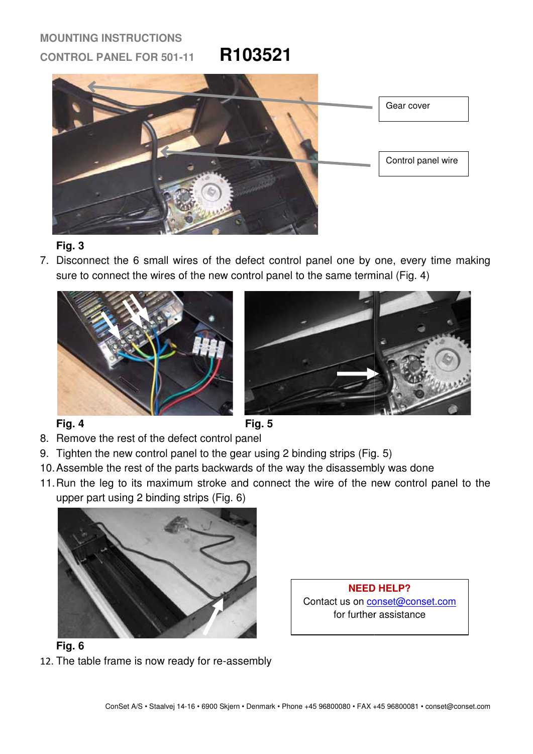MOUNTING INSTRUCTIONS

CONTROL PANEL FOR 501-11 **R103521**

Gear cover

Control panel wire

**Fig. 3**

7. Disconnect the 6 small wires of the defect control panel one by one, every time making sure to connect the wires of the new control panel to the same terminal (Fig. 4)

**Fig. 4**

**Fig. 5**

8. Remove the rest of the defect control panel
9. Tighten the new control panel to the gear using 2 binding strips (Fig. 5)
10. Assemble the rest of the parts backwards of the way the disassembly was done
11. Run the leg to its maximum stroke and connect the wire of the new control panel to the upper part using 2 binding strips (Fig. 6)

**Fig. 6**

12. The table frame is now ready for re-assembly

**NEED HELP?**
Contact us on conset@conset.com
for further assistance

ConSet A/S • Staalvej 14-16 • 6900 Skjern • Denmark • Phone +45 96800080 • FAX +45 96800081 • conset@conset.com